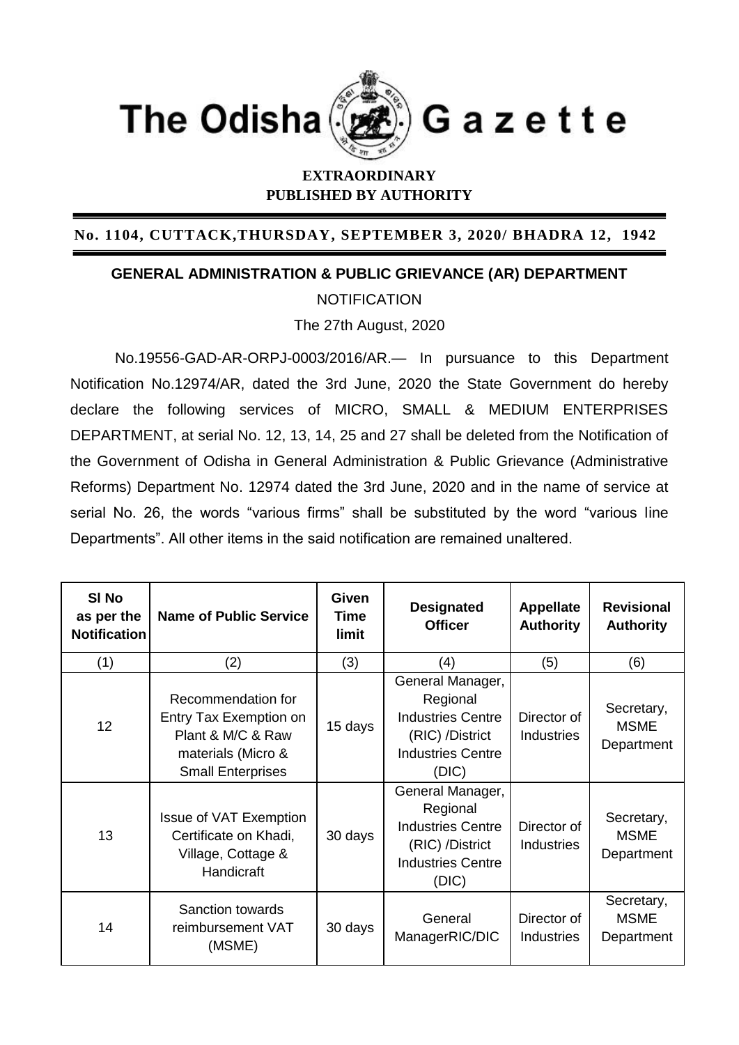# The Odisha Gazette

**EXTRAORDINARY**
**PUBLISHED BY AUTHORITY**

**No. 1104, CUTTACK,THURSDAY, SEPTEMBER 3, 2020/ BHADRA 12, 1942**

## GENERAL ADMINISTRATION & PUBLIC GRIEVANCE (AR) DEPARTMENT

NOTIFICATION

The 27th August, 2020

No.19556-GAD-AR-ORPJ-0003/2016/AR.— In pursuance to this Department Notification No.12974/AR, dated the 3rd June, 2020 the State Government do hereby declare the following services of MICRO, SMALL & MEDIUM ENTERPRISES DEPARTMENT, at serial No. 12, 13, 14, 25 and 27 shall be deleted from the Notification of the Government of Odisha in General Administration & Public Grievance (Administrative Reforms) Department No. 12974 dated the 3rd June, 2020 and in the name of service at serial No. 26, the words "various firms" shall be substituted by the word "various line Departments". All other items in the said notification are remained unaltered.

| Sl No as per the Notification | Name of Public Service | Given Time limit | Designated Officer | Appellate Authority | Revisional Authority |
|---|---|---|---|---|---|
| (1) | (2) | (3) | (4) | (5) | (6) |
| 12 | Recommendation for Entry Tax Exemption on Plant & M/C & Raw materials (Micro & Small Enterprises | 15 days | General Manager, Regional Industries Centre (RIC) /District Industries Centre (DIC) | Director of Industries | Secretary, MSME Department |
| 13 | Issue of VAT Exemption Certificate on Khadi, Village, Cottage & Handicraft | 30 days | General Manager, Regional Industries Centre (RIC) /District Industries Centre (DIC) | Director of Industries | Secretary, MSME Department |
| 14 | Sanction towards reimbursement VAT (MSME) | 30 days | General ManagerRIC/DIC | Director of Industries | Secretary, MSME Department |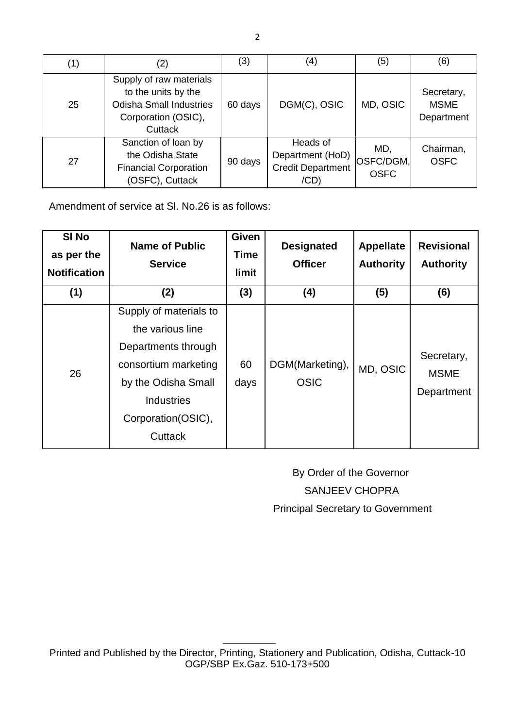| (1) | (2) | (3) | (4) | (5) | (6) |
|---|---|---|---|---|---|
| 25 | Supply of raw materials to the units by the Odisha Small Industries Corporation (OSIC), Cuttack | 60 days | DGM(C), OSIC | MD, OSIC | Secretary, MSME Department |
| 27 | Sanction of loan by the Odisha State Financial Corporation (OSFC), Cuttack | 90 days | Heads of Department (HoD) Credit Department /CD) | MD, OSFC/DGM, OSFC | Chairman, OSFC |

Amendment of service at Sl. No.26 is as follows:

| **Sl No as per the Notification** | **Name of Public Service** | **Given Time limit** | **Designated Officer** | **Appellate Authority** | **Revisional Authority** |
|---|---|---|---|---|---|
| **(1)** | **(2)** | **(3)** | **(4)** | **(5)** | **(6)** |
| 26 | Supply of materials to the various line Departments through consortium marketing by the Odisha Small Industries Corporation(OSIC), Cuttack | 60 days | DGM(Marketing), OSIC | MD, OSIC | Secretary, MSME Department |

By Order of the Governor

SANJEEV CHOPRA

Principal Secretary to Government

---

Printed and Published by the Director, Printing, Stationery and Publication, Odisha, Cuttack-10
OGP/SBP Ex.Gaz. 510-173+500